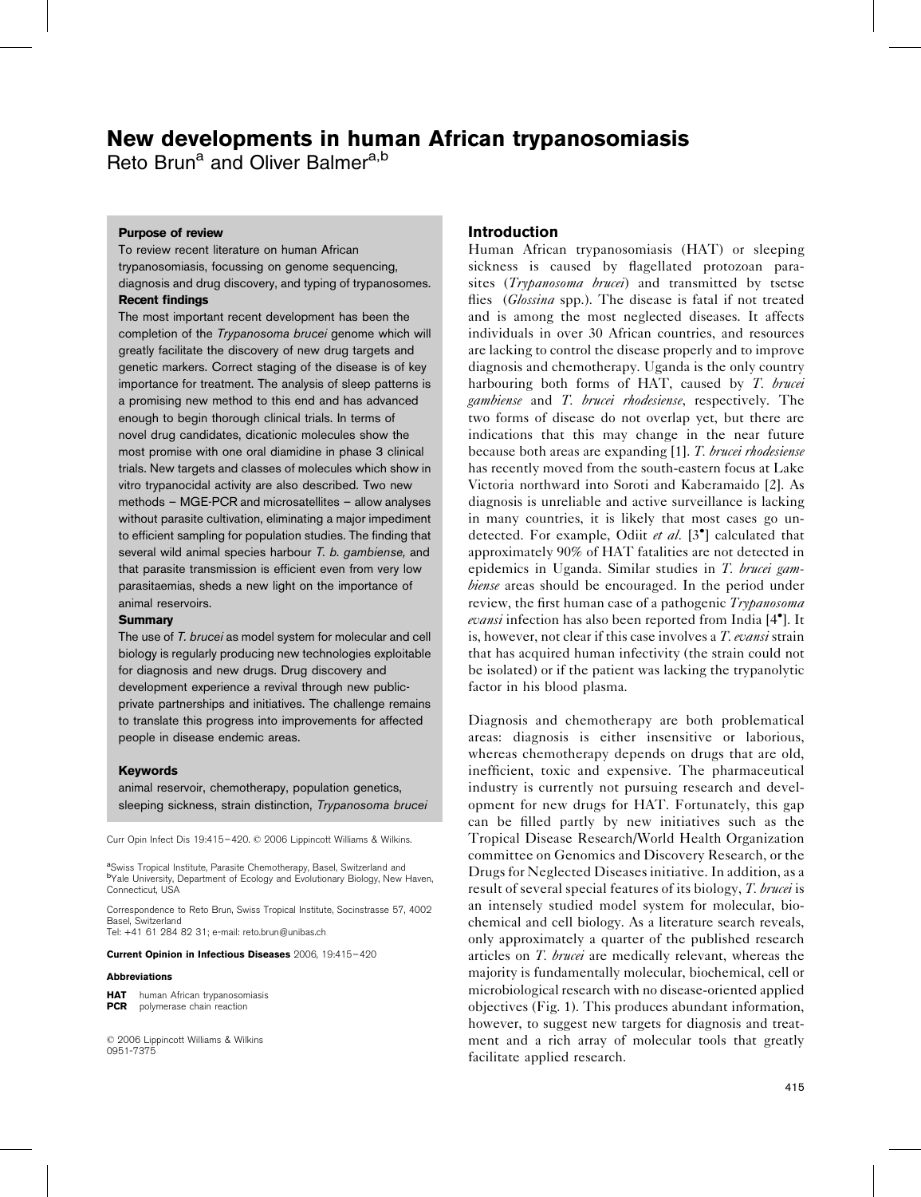# New developments in human African trypanosomiasis

Reto Brun[a] and Oliver Balmer[a,b]

**Purpose of review**

To review recent literature on human African trypanosomiasis, focussing on genome sequencing, diagnosis and drug discovery, and typing of trypanosomes.

**Recent findings**

The most important recent development has been the completion of the *Trypanosoma brucei* genome which will greatly facilitate the discovery of new drug targets and genetic markers. Correct staging of the disease is of key importance for treatment. The analysis of sleep patterns is a promising new method to this end and has advanced enough to begin thorough clinical trials. In terms of novel drug candidates, dicationic molecules show the most promise with one oral diamidine in phase 3 clinical trials. New targets and classes of molecules which show in vitro trypanocidal activity are also described. Two new methods – MGE-PCR and microsatellites – allow analyses without parasite cultivation, eliminating a major impediment to efficient sampling for population studies. The finding that several wild animal species harbour *T. b. gambiense,* and that parasite transmission is efficient even from very low parasitaemias, sheds a new light on the importance of animal reservoirs.

**Summary**

The use of *T. brucei* as model system for molecular and cell biology is regularly producing new technologies exploitable for diagnosis and new drugs. Drug discovery and development experience a revival through new public-private partnerships and initiatives. The challenge remains to translate this progress into improvements for affected people in disease endemic areas.

**Keywords**

animal reservoir, chemotherapy, population genetics, sleeping sickness, strain distinction, *Trypanosoma brucei*

Curr Opin Infect Dis 19:415–420. © 2006 Lippincott Williams & Wilkins.

[a]Swiss Tropical Institute, Parasite Chemotherapy, Basel, Switzerland and [b]Yale University, Department of Ecology and Evolutionary Biology, New Haven, Connecticut, USA

Correspondence to Reto Brun, Swiss Tropical Institute, Socinstrasse 57, 4002 Basel, Switzerland
Tel: +41 61 284 82 31; e-mail: reto.brun@unibas.ch

**Current Opinion in Infectious Diseases** 2006, 19:415–420

**Abbreviations**

**HAT** human African trypanosomiasis
**PCR** polymerase chain reaction

© 2006 Lippincott Williams & Wilkins
0951-7375

## Introduction

Human African trypanosomiasis (HAT) or sleeping sickness is caused by flagellated protozoan parasites (*Trypanosoma brucei*) and transmitted by tsetse flies (*Glossina* spp.). The disease is fatal if not treated and is among the most neglected diseases. It affects individuals in over 30 African countries, and resources are lacking to control the disease properly and to improve diagnosis and chemotherapy. Uganda is the only country harbouring both forms of HAT, caused by *T. brucei gambiense* and *T. brucei rhodesiense*, respectively. The two forms of disease do not overlap yet, but there are indications that this may change in the near future because both areas are expanding [1]. *T. brucei rhodesiense* has recently moved from the south-eastern focus at Lake Victoria northward into Soroti and Kaberamaido [2]. As diagnosis is unreliable and active surveillance is lacking in many countries, it is likely that most cases go undetected. For example, Odiit *et al.* [3•] calculated that approximately 90% of HAT fatalities are not detected in epidemics in Uganda. Similar studies in *T. brucei gambiense* areas should be encouraged. In the period under review, the first human case of a pathogenic *Trypanosoma evansi* infection has also been reported from India [4•]. It is, however, not clear if this case involves a *T. evansi* strain that has acquired human infectivity (the strain could not be isolated) or if the patient was lacking the trypanolytic factor in his blood plasma.

Diagnosis and chemotherapy are both problematical areas: diagnosis is either insensitive or laborious, whereas chemotherapy depends on drugs that are old, inefficient, toxic and expensive. The pharmaceutical industry is currently not pursuing research and development for new drugs for HAT. Fortunately, this gap can be filled partly by new initiatives such as the Tropical Disease Research/World Health Organization committee on Genomics and Discovery Research, or the Drugs for Neglected Diseases initiative. In addition, as a result of several special features of its biology, *T. brucei* is an intensely studied model system for molecular, biochemical and cell biology. As a literature search reveals, only approximately a quarter of the published research articles on *T. brucei* are medically relevant, whereas the majority is fundamentally molecular, biochemical, cell or microbiological research with no disease-oriented applied objectives (Fig. 1). This produces abundant information, however, to suggest new targets for diagnosis and treatment and a rich array of molecular tools that greatly facilitate applied research.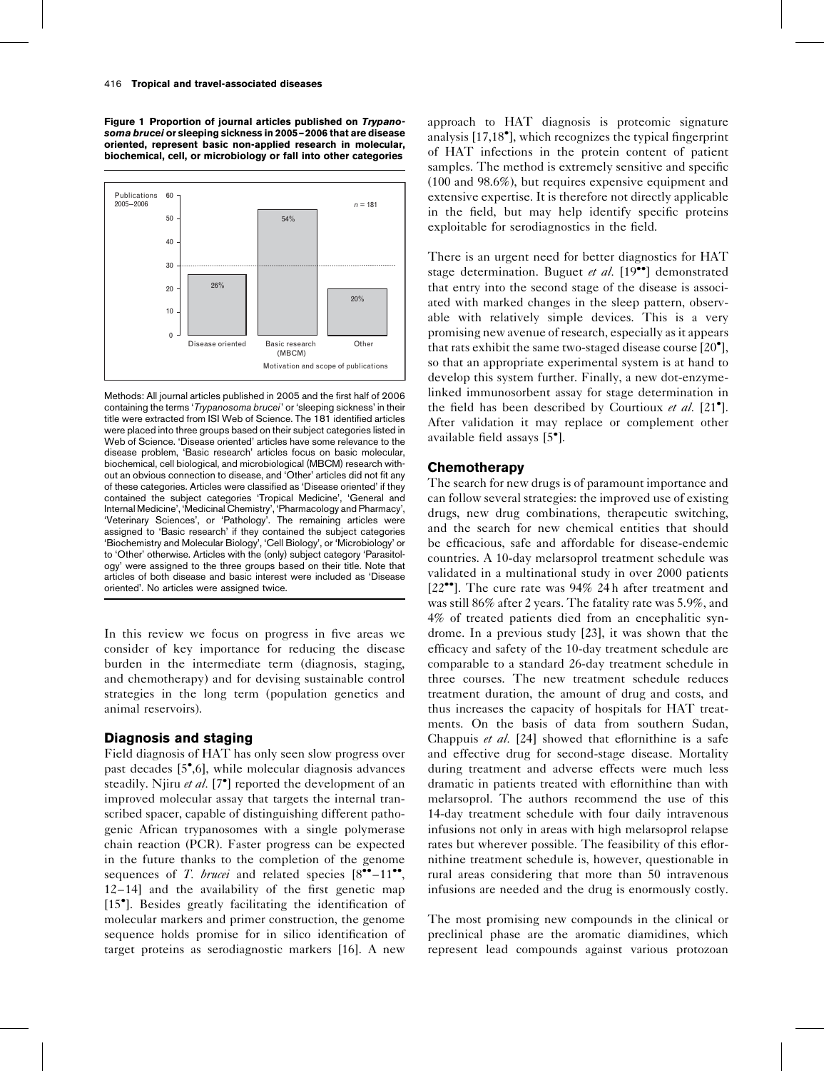**Figure 1 Proportion of journal articles published on *Trypanosoma brucei* or sleeping sickness in 2005–2006 that are disease oriented, represent basic non-applied research in molecular, biochemical, cell, or microbiology or fall into other categories**

Publications 2005–2006

60
50
40
30
20
10
0

*n* = 181

26%
54%
20%

Disease oriented
Basic research (MBCM)
Other

Motivation and scope of publications

Methods: All journal articles published in 2005 and the first half of 2006 containing the terms '*Trypanosoma brucei*' or 'sleeping sickness' in their title were extracted from ISI Web of Science. The 181 identified articles were placed into three groups based on their subject categories listed in Web of Science. 'Disease oriented' articles have some relevance to the disease problem, 'Basic research' articles focus on basic molecular, biochemical, cell biological, and microbiological (MBCM) research without an obvious connection to disease, and 'Other' articles did not fit any of these categories. Articles were classified as 'Disease oriented' if they contained the subject categories 'Tropical Medicine', 'General and Internal Medicine', 'Medicinal Chemistry', 'Pharmacology and Pharmacy', 'Veterinary Sciences', or 'Pathology'. The remaining articles were assigned to 'Basic research' if they contained the subject categories 'Biochemistry and Molecular Biology', 'Cell Biology', or 'Microbiology' or to 'Other' otherwise. Articles with the (only) subject category 'Parasitology' were assigned to the three groups based on their title. Note that articles of both disease and basic interest were included as 'Disease oriented'. No articles were assigned twice.

In this review we focus on progress in five areas we consider of key importance for reducing the disease burden in the intermediate term (diagnosis, staging, and chemotherapy) and for devising sustainable control strategies in the long term (population genetics and animal reservoirs).

## Diagnosis and staging

Field diagnosis of HAT has only seen slow progress over past decades [5•,6], while molecular diagnosis advances steadily. Njiru *et al.* [7•] reported the development of an improved molecular assay that targets the internal transcribed spacer, capable of distinguishing different pathogenic African trypanosomes with a single polymerase chain reaction (PCR). Faster progress can be expected in the future thanks to the completion of the genome sequences of *T. brucei* and related species [8••–11••, 12–14] and the availability of the first genetic map [15•]. Besides greatly facilitating the identification of molecular markers and primer construction, the genome sequence holds promise for in silico identification of target proteins as serodiagnostic markers [16]. A new approach to HAT diagnosis is proteomic signature analysis [17,18•], which recognizes the typical fingerprint of HAT infections in the protein content of patient samples. The method is extremely sensitive and specific (100 and 98.6%), but requires expensive equipment and extensive expertise. It is therefore not directly applicable in the field, but may help identify specific proteins exploitable for serodiagnostics in the field.

There is an urgent need for better diagnostics for HAT stage determination. Buguet *et al.* [19••] demonstrated that entry into the second stage of the disease is associated with marked changes in the sleep pattern, observable with relatively simple devices. This is a very promising new avenue of research, especially as it appears that rats exhibit the same two-staged disease course [20•], so that an appropriate experimental system is at hand to develop this system further. Finally, a new dot-enzyme-linked immunosorbent assay for stage determination in the field has been described by Courtioux *et al.* [21•]. After validation it may replace or complement other available field assays [5•].

## Chemotherapy

The search for new drugs is of paramount importance and can follow several strategies: the improved use of existing drugs, new drug combinations, therapeutic switching, and the search for new chemical entities that should be efficacious, safe and affordable for disease-endemic countries. A 10-day melarsoprol treatment schedule was validated in a multinational study in over 2000 patients [22••]. The cure rate was 94% 24 h after treatment and was still 86% after 2 years. The fatality rate was 5.9%, and 4% of treated patients died from an encephalitic syndrome. In a previous study [23], it was shown that the efficacy and safety of the 10-day treatment schedule are comparable to a standard 26-day treatment schedule in three courses. The new treatment schedule reduces treatment duration, the amount of drug and costs, and thus increases the capacity of hospitals for HAT treatments. On the basis of data from southern Sudan, Chappuis *et al.* [24] showed that eflornithine is a safe and effective drug for second-stage disease. Mortality during treatment and adverse effects were much less dramatic in patients treated with eflornithine than with melarsoprol. The authors recommend the use of this 14-day treatment schedule with four daily intravenous infusions not only in areas with high melarsoprol relapse rates but wherever possible. The feasibility of this eflornithine treatment schedule is, however, questionable in rural areas considering that more than 50 intravenous infusions are needed and the drug is enormously costly.

The most promising new compounds in the clinical or preclinical phase are the aromatic diamidines, which represent lead compounds against various protozoan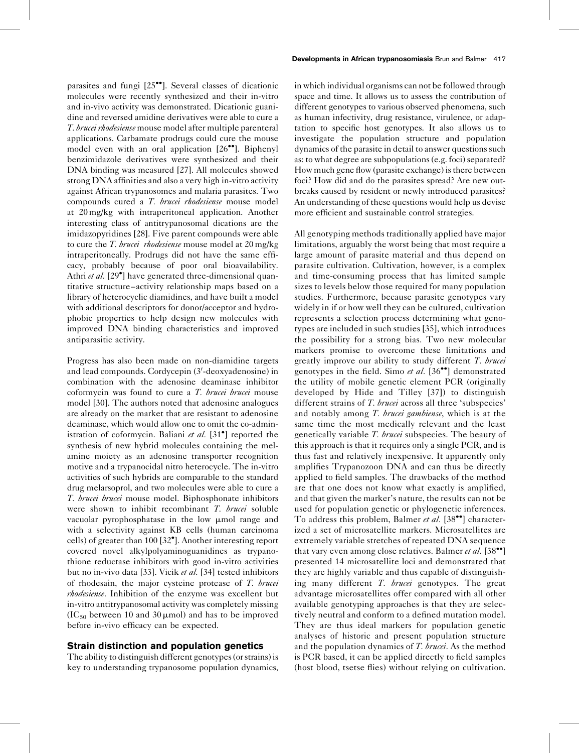parasites and fungi [25••]. Several classes of dicationic molecules were recently synthesized and their in-vitro and in-vivo activity was demonstrated. Dicationic guanidine and reversed amidine derivatives were able to cure a *T. brucei rhodesiense* mouse model after multiple parenteral applications. Carbamate prodrugs could cure the mouse model even with an oral application [26••]. Biphenyl benzimidazole derivatives were synthesized and their DNA binding was measured [27]. All molecules showed strong DNA affinities and also a very high in-vitro activity against African trypanosomes and malaria parasites. Two compounds cured a *T. brucei rhodesiense* mouse model at 20 mg/kg with intraperitoneal application. Another interesting class of antitrypanosomal dications are the imidazopyridines [28]. Five parent compounds were able to cure the *T. brucei rhodesiense* mouse model at 20 mg/kg intraperitoneally. Prodrugs did not have the same efficacy, probably because of poor oral bioavailability. Athri *et al.* [29•] have generated three-dimensional quantitative structure–activity relationship maps based on a library of heterocyclic diamidines, and have built a model with additional descriptors for donor/acceptor and hydrophobic properties to help design new molecules with improved DNA binding characteristics and improved antiparasitic activity.

Progress has also been made on non-diamidine targets and lead compounds. Cordycepin (3′-deoxyadenosine) in combination with the adenosine deaminase inhibitor coformycin was found to cure a *T. brucei brucei* mouse model [30]. The authors noted that adenosine analogues are already on the market that are resistant to adenosine deaminase, which would allow one to omit the co-administration of coformycin. Baliani *et al.* [31•] reported the synthesis of new hybrid molecules containing the melamine moiety as an adenosine transporter recognition motive and a trypanocidal nitro heterocycle. The in-vitro activities of such hybrids are comparable to the standard drug melarsoprol, and two molecules were able to cure a *T. brucei brucei* mouse model. Biphosphonate inhibitors were shown to inhibit recombinant *T. brucei* soluble vacuolar pyrophosphatase in the low μmol range and with a selectivity against KB cells (human carcinoma cells) of greater than 100 [32•]. Another interesting report covered novel alkylpolyaminoguanidines as trypanothione reductase inhibitors with good in-vitro activities but no in-vivo data [33]. Vicik *et al.* [34] tested inhibitors of rhodesain, the major cysteine protease of *T. brucei rhodesiense*. Inhibition of the enzyme was excellent but in-vitro antitrypanosomal activity was completely missing ($IC_{50}$ between 10 and 30 μmol) and has to be improved before in-vivo efficacy can be expected.

## Strain distinction and population genetics

The ability to distinguish different genotypes (or strains) is key to understanding trypanosome population dynamics, in which individual organisms can not be followed through space and time. It allows us to assess the contribution of different genotypes to various observed phenomena, such as human infectivity, drug resistance, virulence, or adaptation to specific host genotypes. It also allows us to investigate the population structure and population dynamics of the parasite in detail to answer questions such as: to what degree are subpopulations (e.g. foci) separated? How much gene flow (parasite exchange) is there between foci? How did and do the parasites spread? Are new outbreaks caused by resident or newly introduced parasites? An understanding of these questions would help us devise more efficient and sustainable control strategies.

All genotyping methods traditionally applied have major limitations, arguably the worst being that most require a large amount of parasite material and thus depend on parasite cultivation. Cultivation, however, is a complex and time-consuming process that has limited sample sizes to levels below those required for many population studies. Furthermore, because parasite genotypes vary widely in if or how well they can be cultured, cultivation represents a selection process determining what genotypes are included in such studies [35], which introduces the possibility for a strong bias. Two new molecular markers promise to overcome these limitations and greatly improve our ability to study different *T. brucei* genotypes in the field. Simo *et al.* [36••] demonstrated the utility of mobile genetic element PCR (originally developed by Hide and Tilley [37]) to distinguish different strains of *T. brucei* across all three 'subspecies' and notably among *T. brucei gambiense*, which is at the same time the most medically relevant and the least genetically variable *T. brucei* subspecies. The beauty of this approach is that it requires only a single PCR, and is thus fast and relatively inexpensive. It apparently only amplifies Trypanozoon DNA and can thus be directly applied to field samples. The drawbacks of the method are that one does not know what exactly is amplified, and that given the marker's nature, the results can not be used for population genetic or phylogenetic inferences. To address this problem, Balmer *et al.* [38••] characterized a set of microsatellite markers. Microsatellites are extremely variable stretches of repeated DNA sequence that vary even among close relatives. Balmer *et al.* [38••] presented 14 microsatellite loci and demonstrated that they are highly variable and thus capable of distinguishing many different *T. brucei* genotypes. The great advantage microsatellites offer compared with all other available genotyping approaches is that they are selectively neutral and conform to a defined mutation model. They are thus ideal markers for population genetic analyses of historic and present population structure and the population dynamics of *T. brucei*. As the method is PCR based, it can be applied directly to field samples (host blood, tsetse flies) without relying on cultivation.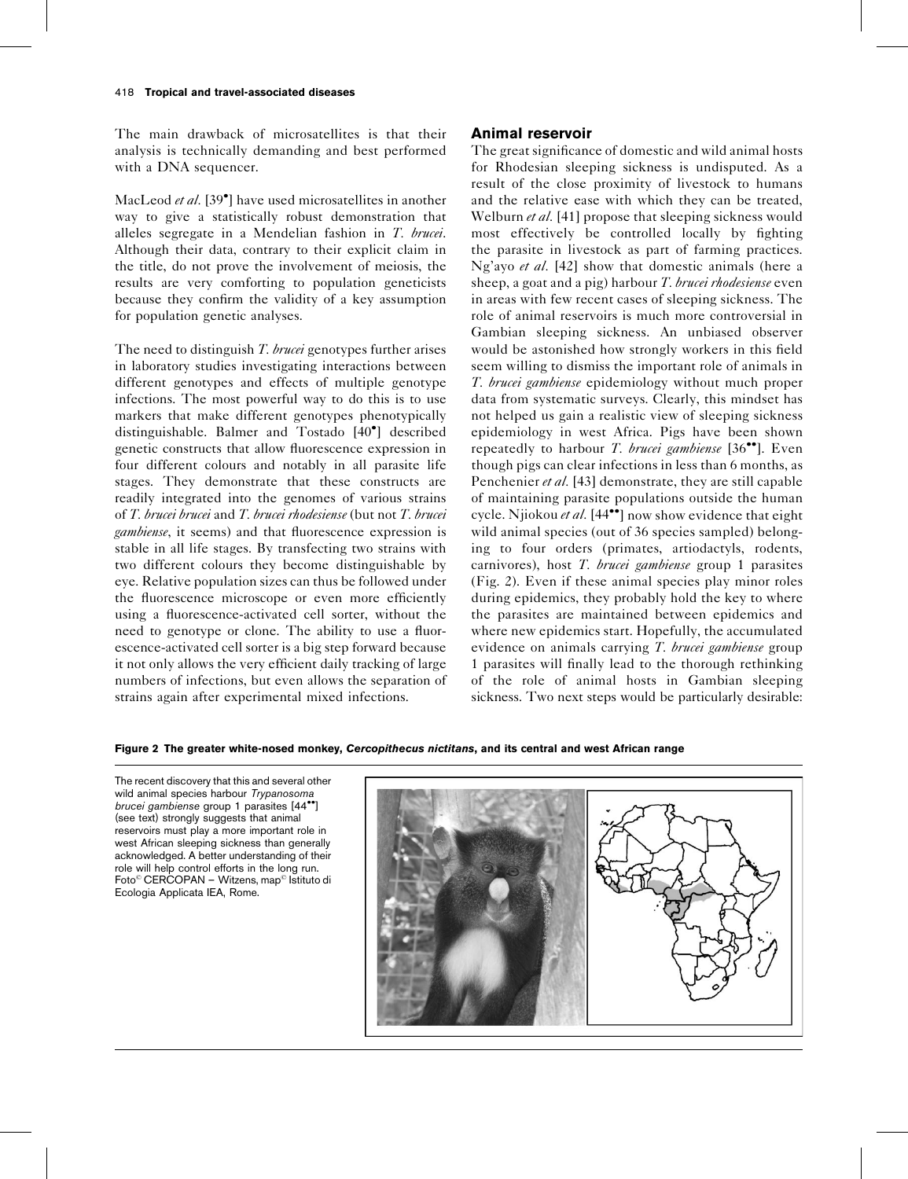The main drawback of microsatellites is that their analysis is technically demanding and best performed with a DNA sequencer.

MacLeod *et al.* [39•] have used microsatellites in another way to give a statistically robust demonstration that alleles segregate in a Mendelian fashion in *T. brucei*. Although their data, contrary to their explicit claim in the title, do not prove the involvement of meiosis, the results are very comforting to population geneticists because they confirm the validity of a key assumption for population genetic analyses.

The need to distinguish *T. brucei* genotypes further arises in laboratory studies investigating interactions between different genotypes and effects of multiple genotype infections. The most powerful way to do this is to use markers that make different genotypes phenotypically distinguishable. Balmer and Tostado [40•] described genetic constructs that allow fluorescence expression in four different colours and notably in all parasite life stages. They demonstrate that these constructs are readily integrated into the genomes of various strains of *T. brucei brucei* and *T. brucei rhodesiense* (but not *T. brucei gambiense*, it seems) and that fluorescence expression is stable in all life stages. By transfecting two strains with two different colours they become distinguishable by eye. Relative population sizes can thus be followed under the fluorescence microscope or even more efficiently using a fluorescence-activated cell sorter, without the need to genotype or clone. The ability to use a fluorescence-activated cell sorter is a big step forward because it not only allows the very efficient daily tracking of large numbers of infections, but even allows the separation of strains again after experimental mixed infections.

## Animal reservoir

The great significance of domestic and wild animal hosts for Rhodesian sleeping sickness is undisputed. As a result of the close proximity of livestock to humans and the relative ease with which they can be treated, Welburn *et al.* [41] propose that sleeping sickness would most effectively be controlled locally by fighting the parasite in livestock as part of farming practices. Ng'ayo *et al.* [42] show that domestic animals (here a sheep, a goat and a pig) harbour *T. brucei rhodesiense* even in areas with few recent cases of sleeping sickness. The role of animal reservoirs is much more controversial in Gambian sleeping sickness. An unbiased observer would be astonished how strongly workers in this field seem willing to dismiss the important role of animals in *T. brucei gambiense* epidemiology without much proper data from systematic surveys. Clearly, this mindset has not helped us gain a realistic view of sleeping sickness epidemiology in west Africa. Pigs have been shown repeatedly to harbour *T. brucei gambiense* [36••]. Even though pigs can clear infections in less than 6 months, as Penchenier *et al.* [43] demonstrate, they are still capable of maintaining parasite populations outside the human cycle. Njiokou *et al.* [44••] now show evidence that eight wild animal species (out of 36 species sampled) belonging to four orders (primates, artiodactyls, rodents, carnivores), host *T. brucei gambiense* group 1 parasites (Fig. 2). Even if these animal species play minor roles during epidemics, they probably hold the key to where the parasites are maintained between epidemics and where new epidemics start. Hopefully, the accumulated evidence on animals carrying *T. brucei gambiense* group 1 parasites will finally lead to the thorough rethinking of the role of animal hosts in Gambian sleeping sickness. Two next steps would be particularly desirable:

**Figure 2 The greater white-nosed monkey, *Cercopithecus nictitans*, and its central and west African range**

The recent discovery that this and several other wild animal species harbour *Trypanosoma brucei gambiense* group 1 parasites [44••] (see text) strongly suggests that animal reservoirs must play a more important role in west African sleeping sickness than generally acknowledged. A better understanding of their role will help control efforts in the long run. Foto© CERCOPAN – Witzens, map© Istituto di Ecologia Applicata IEA, Rome.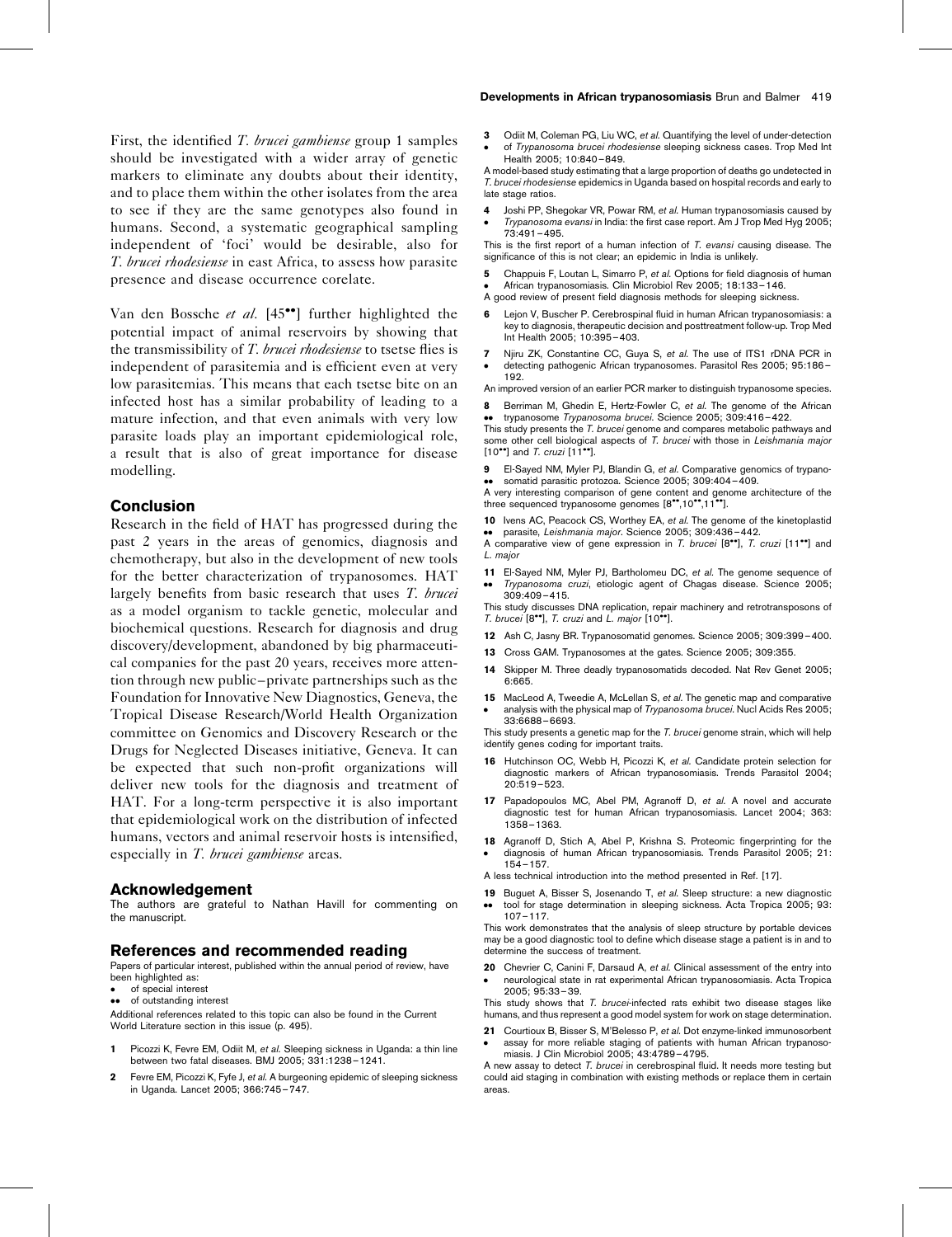First, the identified *T. brucei gambiense* group 1 samples should be investigated with a wider array of genetic markers to eliminate any doubts about their identity, and to place them within the other isolates from the area to see if they are the same genotypes also found in humans. Second, a systematic geographical sampling independent of 'foci' would be desirable, also for *T. brucei rhodesiense* in east Africa, to assess how parasite presence and disease occurrence corelate.

Van den Bossche *et al.* [45••] further highlighted the potential impact of animal reservoirs by showing that the transmissibility of *T. brucei rhodesiense* to tsetse flies is independent of parasitemia and is efficient even at very low parasitemias. This means that each tsetse bite on an infected host has a similar probability of leading to a mature infection, and that even animals with very low parasite loads play an important epidemiological role, a result that is also of great importance for disease modelling.

## Conclusion

Research in the field of HAT has progressed during the past 2 years in the areas of genomics, diagnosis and chemotherapy, but also in the development of new tools for the better characterization of trypanosomes. HAT largely benefits from basic research that uses *T. brucei* as a model organism to tackle genetic, molecular and biochemical questions. Research for diagnosis and drug discovery/development, abandoned by big pharmaceutical companies for the past 20 years, receives more attention through new public–private partnerships such as the Foundation for Innovative New Diagnostics, Geneva, the Tropical Disease Research/World Health Organization committee on Genomics and Discovery Research or the Drugs for Neglected Diseases initiative, Geneva. It can be expected that such non-profit organizations will deliver new tools for the diagnosis and treatment of HAT. For a long-term perspective it is also important that epidemiological work on the distribution of infected humans, vectors and animal reservoir hosts is intensified, especially in *T. brucei gambiense* areas.

## Acknowledgement

The authors are grateful to Nathan Havill for commenting on the manuscript.

## References and recommended reading

Papers of particular interest, published within the annual period of review, have been highlighted as:
- • of special interest
- •• of outstanding interest

Additional references related to this topic can also be found in the Current World Literature section in this issue (p. 495).

1 Picozzi K, Fevre EM, Odiit M, *et al.* Sleeping sickness in Uganda: a thin line between two fatal diseases. BMJ 2005; 331:1238–1241.

2 Fevre EM, Picozzi K, Fyfe J, *et al.* A burgeoning epidemic of sleeping sickness in Uganda. Lancet 2005; 366:745–747.

3 • Odiit M, Coleman PG, Liu WC, *et al.* Quantifying the level of under-detection of *Trypanosoma brucei rhodesiense* sleeping sickness cases. Trop Med Int Health 2005; 10:840–849.
A model-based study estimating that a large proportion of deaths go undetected in *T. brucei rhodesiense* epidemics in Uganda based on hospital records and early to late stage ratios.

4 • Joshi PP, Shegokar VR, Powar RM, *et al.* Human trypanosomiasis caused by *Trypanosoma evansi* in India: the first case report. Am J Trop Med Hyg 2005; 73:491–495.
This is the first report of a human infection of *T. evansi* causing disease. The significance of this is not clear; an epidemic in India is unlikely.

5 • Chappuis F, Loutan L, Simarro P, *et al.* Options for field diagnosis of human African trypanosomiasis. Clin Microbiol Rev 2005; 18:133–146.
A good review of present field diagnosis methods for sleeping sickness.

6 Lejon V, Buscher P. Cerebrospinal fluid in human African trypanosomiasis: a key to diagnosis, therapeutic decision and posttreatment follow-up. Trop Med Int Health 2005; 10:395–403.

7 • Njiru ZK, Constantine CC, Guya S, *et al.* The use of ITS1 rDNA PCR in detecting pathogenic African trypanosomes. Parasitol Res 2005; 95:186–192.
An improved version of an earlier PCR marker to distinguish trypanosome species.

8 •• Berriman M, Ghedin E, Hertz-Fowler C, *et al.* The genome of the African trypanosome *Trypanosoma brucei*. Science 2005; 309:416–422.
This study presents the *T. brucei* genome and compares metabolic pathways and some other cell biological aspects of *T. brucei* with those in *Leishmania major* [10••] and *T. cruzi* [11••].

9 •• El-Sayed NM, Myler PJ, Blandin G, *et al.* Comparative genomics of trypanosomatid parasitic protozoa. Science 2005; 309:404–409.
A very interesting comparison of gene content and genome architecture of the three sequenced trypanosome genomes [8••,10••,11••].

10 •• Ivens AC, Peacock CS, Worthey EA, *et al.* The genome of the kinetoplastid parasite, *Leishmania major*. Science 2005; 309:436–442.
A comparative view of gene expression in *T. brucei* [8••], *T. cruzi* [11••] and *L. major*

11 •• El-Sayed NM, Myler PJ, Bartholomeu DC, *et al.* The genome sequence of *Trypanosoma cruzi*, etiologic agent of Chagas disease. Science 2005; 309:409–415.
This study discusses DNA replication, repair machinery and retrotransposons of *T. brucei* [8••], *T. cruzi* and *L. major* [10••].

12 Ash C, Jasny BR. Trypanosomatid genomes. Science 2005; 309:399–400.

13 Cross GAM. Trypanosomes at the gates. Science 2005; 309:355.

14 Skipper M. Three deadly trypanosomatids decoded. Nat Rev Genet 2005; 6:665.

15 • MacLeod A, Tweedie A, McLellan S, *et al.* The genetic map and comparative analysis with the physical map of *Trypanosoma brucei*. Nucl Acids Res 2005; 33:6688–6693.
This study presents a genetic map for the *T. brucei* genome strain, which will help identify genes coding for important traits.

16 Hutchinson OC, Webb H, Picozzi K, *et al.* Candidate protein selection for diagnostic markers of African trypanosomiasis. Trends Parasitol 2004; 20:519–523.

17 Papadopoulos MC, Abel PM, Agranoff D, *et al.* A novel and accurate diagnostic test for human African trypanosomiasis. Lancet 2004; 363: 1358–1363.

18 • Agranoff D, Stich A, Abel P, Krishna S. Proteomic fingerprinting for the diagnosis of human African trypanosomiasis. Trends Parasitol 2005; 21: 154–157.
A less technical introduction into the method presented in Ref. [17].

19 •• Buguet A, Bisser S, Josenando T, *et al.* Sleep structure: a new diagnostic tool for stage determination in sleeping sickness. Acta Tropica 2005; 93: 107–117.
This work demonstrates that the analysis of sleep structure by portable devices may be a good diagnostic tool to define which disease stage a patient is in and to determine the success of treatment.

20 • Chevrier C, Canini F, Darsaud A, *et al.* Clinical assessment of the entry into neurological state in rat experimental African trypanosomiasis. Acta Tropica 2005; 95:33–39.
This study shows that *T. brucei*-infected rats exhibit two disease stages like humans, and thus represent a good model system for work on stage determination.

21 • Courtioux B, Bisser S, M'Belesso P, *et al.* Dot enzyme-linked immunosorbent assay for more reliable staging of patients with human African trypanosomiasis. J Clin Microbiol 2005; 43:4789–4795.
A new assay to detect *T. brucei* in cerebrospinal fluid. It needs more testing but could aid staging in combination with existing methods or replace them in certain areas.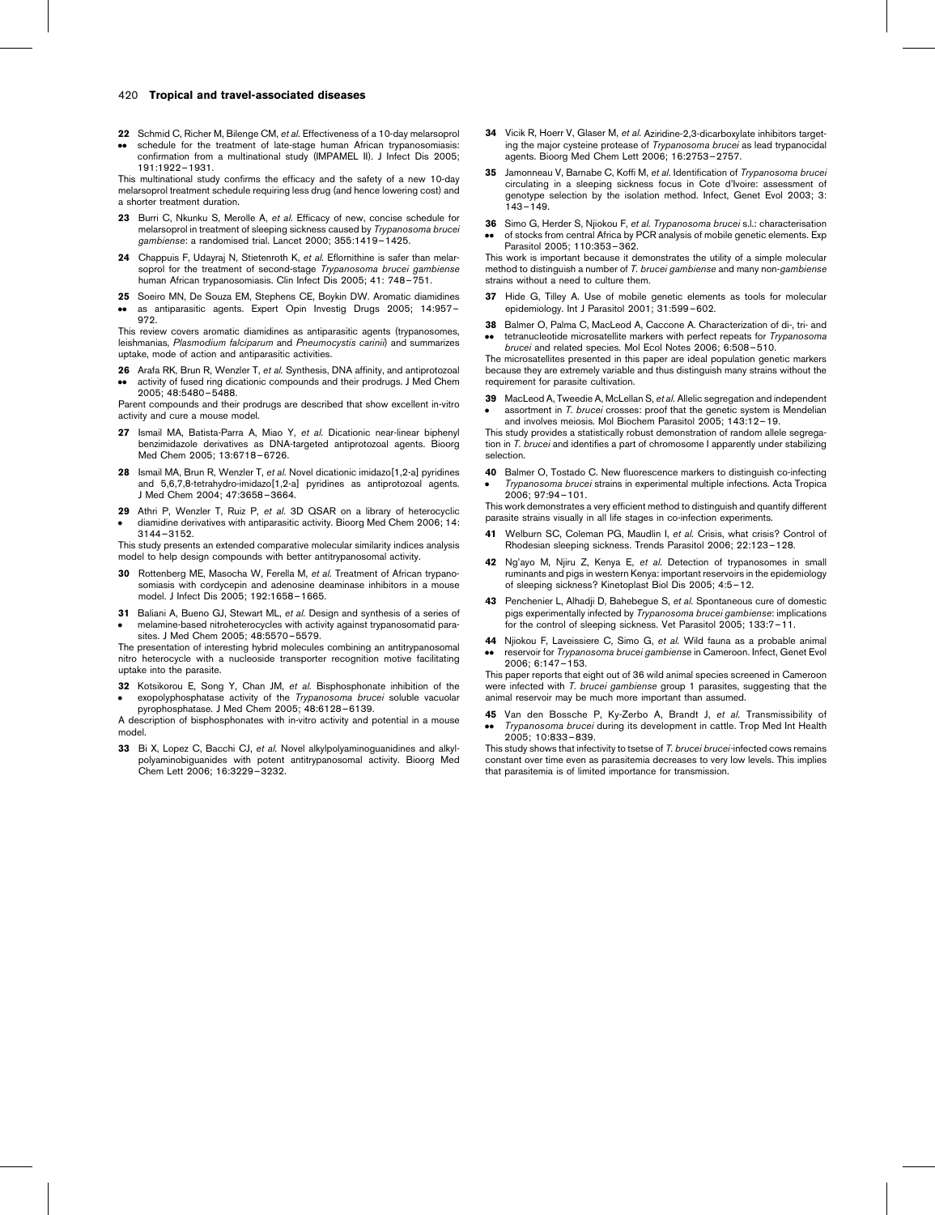22 Schmid C, Richer M, Bilenge CM, *et al.* Effectiveness of a 10-day melarsoprol
•• schedule for the treatment of late-stage human African trypanosomiasis: confirmation from a multinational study (IMPAMEL II). J Infect Dis 2005; 191:1922–1931.

This multinational study confirms the efficacy and the safety of a new 10-day melarsoprol treatment schedule requiring less drug (and hence lowering cost) and a shorter treatment duration.

23 Burri C, Nkunku S, Merolle A, *et al.* Efficacy of new, concise schedule for melarsoprol in treatment of sleeping sickness caused by *Trypanosoma brucei gambiense*: a randomised trial. Lancet 2000; 355:1419–1425.

24 Chappuis F, Udayraj N, Stietenroth K, *et al.* Eflornithine is safer than melarsoprol for the treatment of second-stage *Trypanosoma brucei gambiense* human African trypanosomiasis. Clin Infect Dis 2005; 41: 748–751.

25 Soeiro MN, De Souza EM, Stephens CE, Boykin DW. Aromatic diamidines
•• as antiparasitic agents. Expert Opin Investig Drugs 2005; 14:957–972.

This review covers aromatic diamidines as antiparasitic agents (trypanosomes, leishmanias, *Plasmodium falciparum* and *Pneumocystis carinii*) and summarizes uptake, mode of action and antiparasitic activities.

26 Arafa RK, Brun R, Wenzler T, *et al.* Synthesis, DNA affinity, and antiprotozoal
•• activity of fused ring dicationic compounds and their prodrugs. J Med Chem 2005; 48:5480–5488.

Parent compounds and their prodrugs are described that show excellent in-vitro activity and cure a mouse model.

27 Ismail MA, Batista-Parra A, Miao Y, *et al.* Dicationic near-linear biphenyl benzimidazole derivatives as DNA-targeted antiprotozoal agents. Bioorg Med Chem 2005; 13:6718–6726.

28 Ismail MA, Brun R, Wenzler T, *et al.* Novel dicationic imidazo[1,2-a] pyridines and 5,6,7,8-tetrahydro-imidazo[1,2-a] pyridines as antiprotozoal agents. J Med Chem 2004; 47:3658–3664.

29 Athri P, Wenzler T, Ruiz P, *et al.* 3D QSAR on a library of heterocyclic
• diamidine derivatives with antiparasitic activity. Bioorg Med Chem 2006; 14: 3144–3152.

This study presents an extended comparative molecular similarity indices analysis model to help design compounds with better antitrypanosomal activity.

30 Rottenberg ME, Masocha W, Ferella M, *et al.* Treatment of African trypanosomiasis with cordycepin and adenosine deaminase inhibitors in a mouse model. J Infect Dis 2005; 192:1658–1665.

31 Baliani A, Bueno GJ, Stewart ML, *et al.* Design and synthesis of a series of
• melamine-based nitroheterocycles with activity against trypanosomatid parasites. J Med Chem 2005; 48:5570–5579.

The presentation of interesting hybrid molecules combining an antitrypanosomal nitro heterocycle with a nucleoside transporter recognition motive facilitating uptake into the parasite.

32 Kotsikorou E, Song Y, Chan JM, *et al.* Bisphosphonate inhibition of the
• exopolyphosphatase activity of the *Trypanosoma brucei* soluble vacuolar pyrophosphatase. J Med Chem 2005; 48:6128–6139.

A description of bisphosphonates with in-vitro activity and potential in a mouse model.

33 Bi X, Lopez C, Bacchi CJ, *et al.* Novel alkylpolyaminoguanidines and alkylpolyaminobiguanides with potent antitrypanosomal activity. Bioorg Med Chem Lett 2006; 16:3229–3232.

34 Vicik R, Hoerr V, Glaser M, *et al.* Aziridine-2,3-dicarboxylate inhibitors targeting the major cysteine protease of *Trypanosoma brucei* as lead trypanocidal agents. Bioorg Med Chem Lett 2006; 16:2753–2757.

35 Jamonneau V, Barnabe C, Koffi M, *et al.* Identification of *Trypanosoma brucei* circulating in a sleeping sickness focus in Cote d'Ivoire: assessment of genotype selection by the isolation method. Infect, Genet Evol 2003; 3: 143–149.

36 Simo G, Herder S, Njiokou F, *et al.* *Trypanosoma brucei* s.l.: characterisation
•• of stocks from central Africa by PCR analysis of mobile genetic elements. Exp Parasitol 2005; 110:353–362.

This work is important because it demonstrates the utility of a simple molecular method to distinguish a number of *T. brucei gambiense* and many non-*gambiense* strains without a need to culture them.

37 Hide G, Tilley A. Use of mobile genetic elements as tools for molecular epidemiology. Int J Parasitol 2001; 31:599–602.

38 Balmer O, Palma C, MacLeod A, Caccone A. Characterization of di-, tri- and
•• tetranucleotide microsatellite markers with perfect repeats for *Trypanosoma brucei* and related species. Mol Ecol Notes 2006; 6:508–510.

The microsatellites presented in this paper are ideal population genetic markers because they are extremely variable and thus distinguish many strains without the requirement for parasite cultivation.

39 MacLeod A, Tweedie A, McLellan S, *et al.* Allelic segregation and independent
• assortment in *T. brucei* crosses: proof that the genetic system is Mendelian and involves meiosis. Mol Biochem Parasitol 2005; 143:12–19.

This study provides a statistically robust demonstration of random allele segregation in *T. brucei* and identifies a part of chromosome I apparently under stabilizing selection.

40 Balmer O, Tostado C. New fluorescence markers to distinguish co-infecting
• *Trypanosoma brucei* strains in experimental multiple infections. Acta Tropica 2006; 97:94–101.

This work demonstrates a very efficient method to distinguish and quantify different parasite strains visually in all life stages in co-infection experiments.

41 Welburn SC, Coleman PG, Maudlin I, *et al.* Crisis, what crisis? Control of Rhodesian sleeping sickness. Trends Parasitol 2006; 22:123–128.

42 Ng'ayo M, Njiru Z, Kenya E, *et al.* Detection of trypanosomes in small ruminants and pigs in western Kenya: important reservoirs in the epidemiology of sleeping sickness? Kinetoplast Biol Dis 2005; 4:5–12.

43 Penchenier L, Alhadji D, Bahebegue S, *et al.* Spontaneous cure of domestic pigs experimentally infected by *Trypanosoma brucei gambiense*: implications for the control of sleeping sickness. Vet Parasitol 2005; 133:7–11.

44 Njiokou F, Laveissiere C, Simo G, *et al.* Wild fauna as a probable animal
•• reservoir for *Trypanosoma brucei gambiense* in Cameroon. Infect, Genet Evol 2006; 6:147–153.

This paper reports that eight out of 36 wild animal species screened in Cameroon were infected with *T. brucei gambiense* group 1 parasites, suggesting that the animal reservoir may be much more important than assumed.

45 Van den Bossche P, Ky-Zerbo A, Brandt J, *et al.* Transmissibility of
•• *Trypanosoma brucei* during its development in cattle. Trop Med Int Health 2005; 10:833–839.

This study shows that infectivity to tsetse of *T. brucei brucei*-infected cows remains constant over time even as parasitemia decreases to very low levels. This implies that parasitemia is of limited importance for transmission.